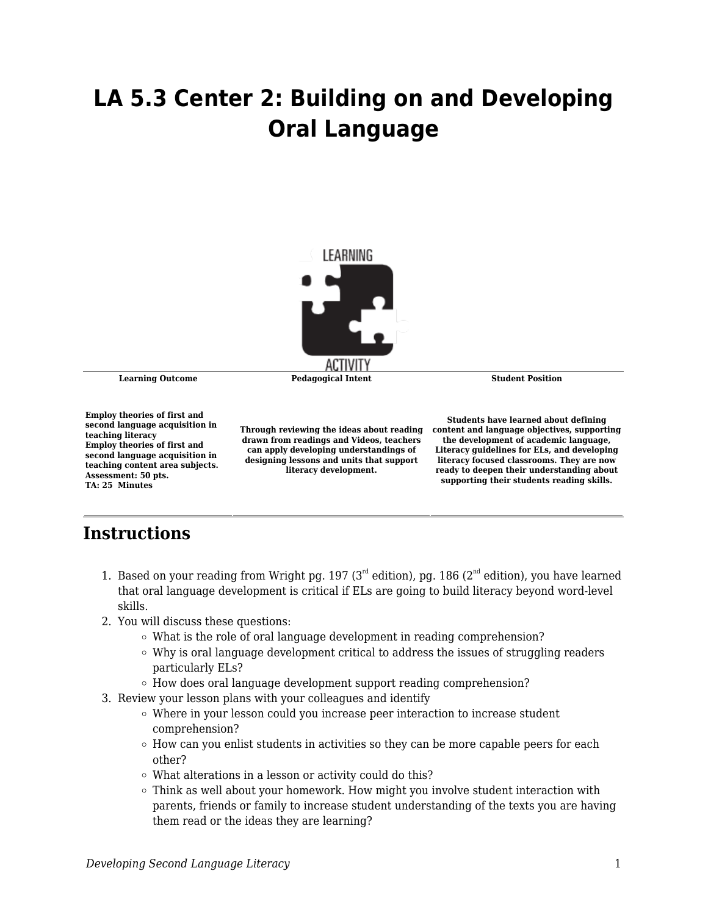# LA 5.3 Center 2: Building on and Developing Oral Language

| Learning Outcome | Pedagogical Intent | Student Position |
| --- | --- | --- |
| **Employ theories of first and second language acquisition in teaching literacy**<br>**Employ theories of first and second language acquisition in teaching content area subjects.**<br>**Assessment: 50 pts.**<br>**TA: 25 Minutes** | **Through reviewing the ideas about reading drawn from readings and Videos, teachers can apply developing understandings of designing lessons and units that support literacy development.** | **Students have learned about defining content and language objectives, supporting the development of academic language, Literacy guidelines for ELs, and developing literacy focused classrooms. They are now ready to deepen their understanding about supporting their students reading skills.** |

## Instructions

1. Based on your reading from Wright pg. 197 (3rd edition), pg. 186 (2nd edition), you have learned that oral language development is critical if ELs are going to build literacy beyond word-level skills.
2. You will discuss these questions:
   - What is the role of oral language development in reading comprehension?
   - Why is oral language development critical to address the issues of struggling readers particularly ELs?
   - How does oral language development support reading comprehension?
3. Review your lesson plans with your colleagues and identify
   - Where in your lesson could you increase peer interaction to increase student comprehension?
   - How can you enlist students in activities so they can be more capable peers for each other?
   - What alterations in a lesson or activity could do this?
   - Think as well about your homework. How might you involve student interaction with parents, friends or family to increase student understanding of the texts you are having them read or the ideas they are learning?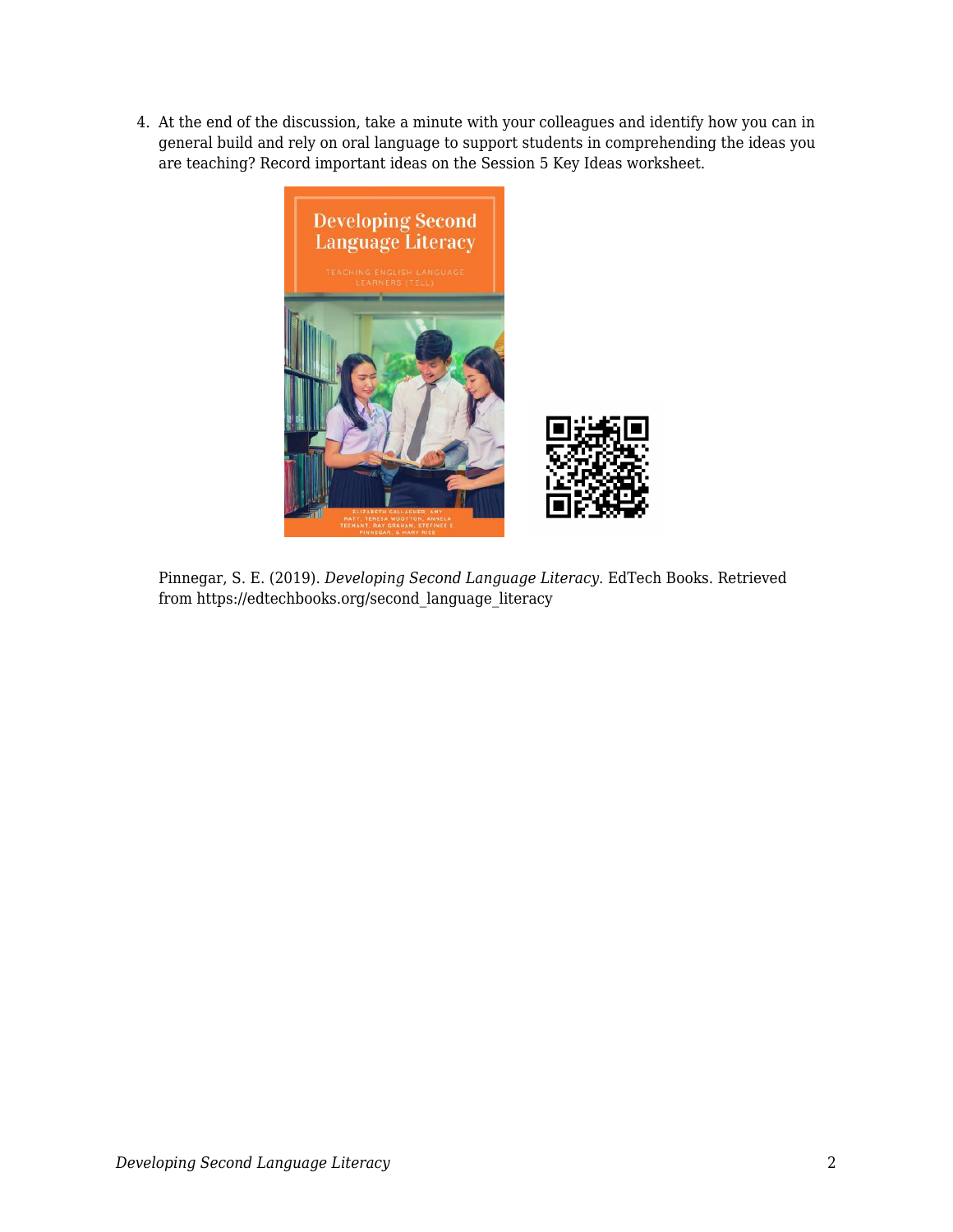4. At the end of the discussion, take a minute with your colleagues and identify how you can in general build and rely on oral language to support students in comprehending the ideas you are teaching? Record important ideas on the Session 5 Key Ideas worksheet.

Pinnegar, S. E. (2019). *Developing Second Language Literacy*. EdTech Books. Retrieved from https://edtechbooks.org/second_language_literacy